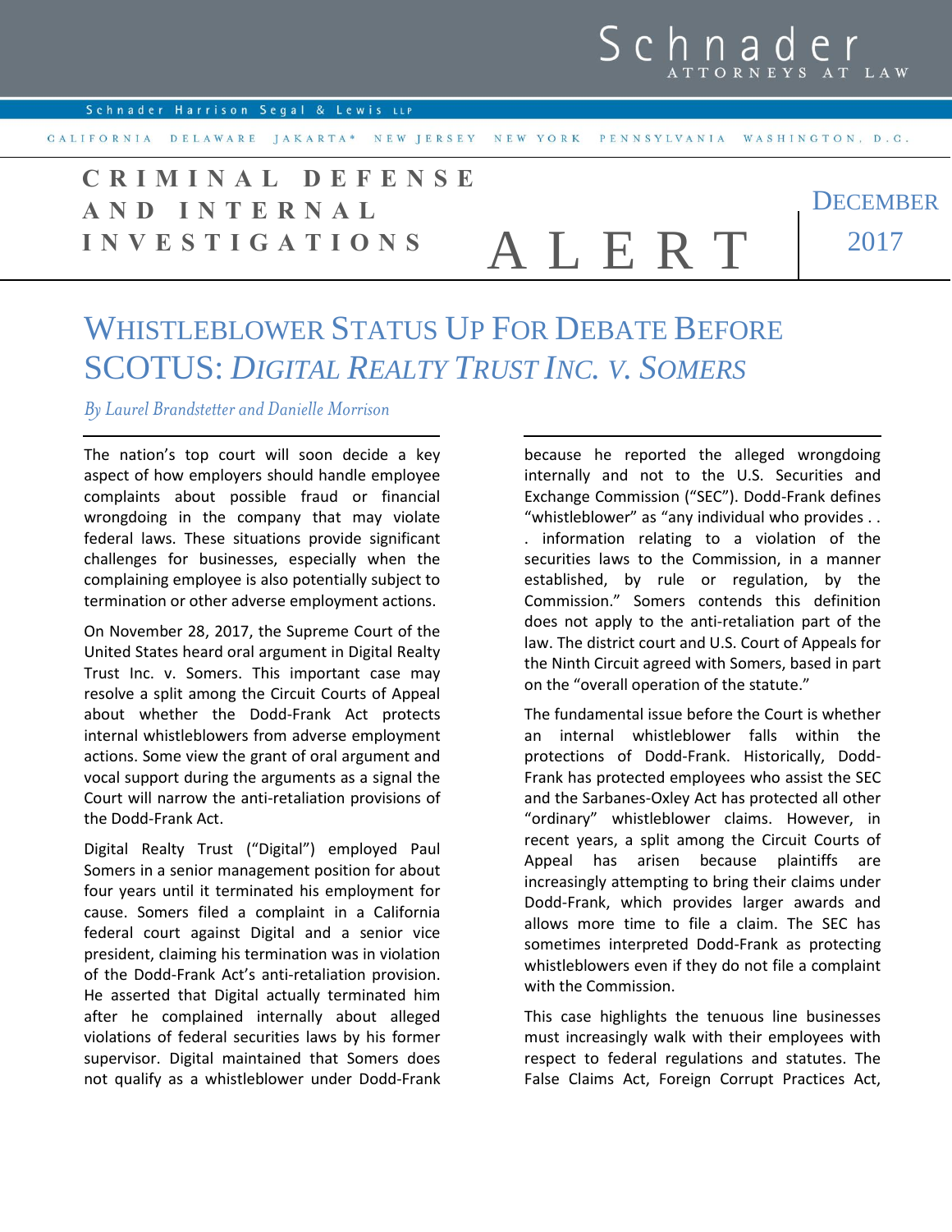Schnader ATTORNEYS AT LAW

Schnader Harrison Segal & Lewis LLP

CALIFORNIA DELAWARE JAKARTA* NEW JERSEY NEW YORK PENNSYLVANIA WASHINGTON, D.C.

**CRIMINAL DEFENSE AND INTERNAL INVESTIGATIONS** ALERT

DECEMBER 2017

# WHISTLEBLOWER STATUS UP FOR DEBATE BEFORE SCOTUS: *DIGITAL REALTY TRUST INC. V. SOMERS*

*By Laurel Brandstetter and Danielle Morrison*

The nation's top court will soon decide a key aspect of how employers should handle employee complaints about possible fraud or financial wrongdoing in the company that may violate federal laws. These situations provide significant challenges for businesses, especially when the complaining employee is also potentially subject to termination or other adverse employment actions.

On November 28, 2017, the Supreme Court of the United States heard oral argument in Digital Realty Trust Inc. v. Somers. This important case may resolve a split among the Circuit Courts of Appeal about whether the Dodd-Frank Act protects internal whistleblowers from adverse employment actions. Some view the grant of oral argument and vocal support during the arguments as a signal the Court will narrow the anti-retaliation provisions of the Dodd-Frank Act.

Digital Realty Trust ("Digital") employed Paul Somers in a senior management position for about four years until it terminated his employment for cause. Somers filed a complaint in a California federal court against Digital and a senior vice president, claiming his termination was in violation of the Dodd-Frank Act's anti-retaliation provision. He asserted that Digital actually terminated him after he complained internally about alleged violations of federal securities laws by his former supervisor. Digital maintained that Somers does not qualify as a whistleblower under Dodd-Frank because he reported the alleged wrongdoing internally and not to the U.S. Securities and Exchange Commission ("SEC"). Dodd-Frank defines "whistleblower" as "any individual who provides . . . information relating to a violation of the securities laws to the Commission, in a manner established, by rule or regulation, by the Commission." Somers contends this definition does not apply to the anti-retaliation part of the law. The district court and U.S. Court of Appeals for the Ninth Circuit agreed with Somers, based in part on the "overall operation of the statute."

The fundamental issue before the Court is whether an internal whistleblower falls within the protections of Dodd-Frank. Historically, Dodd-Frank has protected employees who assist the SEC and the Sarbanes-Oxley Act has protected all other "ordinary" whistleblower claims. However, in recent years, a split among the Circuit Courts of Appeal has arisen because plaintiffs are increasingly attempting to bring their claims under Dodd-Frank, which provides larger awards and allows more time to file a claim. The SEC has sometimes interpreted Dodd-Frank as protecting whistleblowers even if they do not file a complaint with the Commission.

This case highlights the tenuous line businesses must increasingly walk with their employees with respect to federal regulations and statutes. The False Claims Act, Foreign Corrupt Practices Act,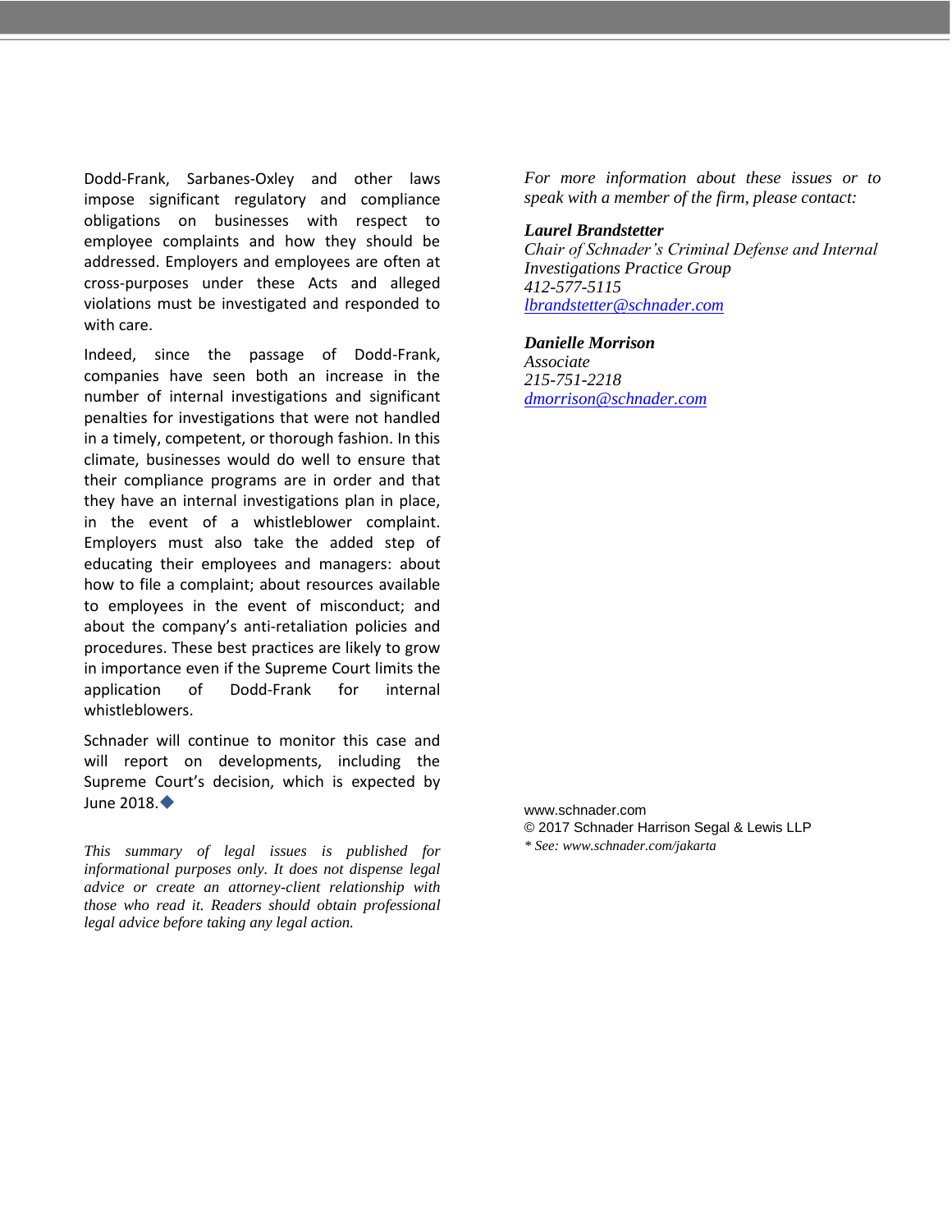Dodd-Frank, Sarbanes-Oxley and other laws impose significant regulatory and compliance obligations on businesses with respect to employee complaints and how they should be addressed. Employers and employees are often at cross-purposes under these Acts and alleged violations must be investigated and responded to with care.

Indeed, since the passage of Dodd-Frank, companies have seen both an increase in the number of internal investigations and significant penalties for investigations that were not handled in a timely, competent, or thorough fashion. In this climate, businesses would do well to ensure that their compliance programs are in order and that they have an internal investigations plan in place, in the event of a whistleblower complaint. Employers must also take the added step of educating their employees and managers: about how to file a complaint; about resources available to employees in the event of misconduct; and about the company's anti-retaliation policies and procedures. These best practices are likely to grow in importance even if the Supreme Court limits the application of Dodd-Frank for internal whistleblowers.

Schnader will continue to monitor this case and will report on developments, including the Supreme Court's decision, which is expected by June 2018.◆

*This summary of legal issues is published for informational purposes only. It does not dispense legal advice or create an attorney-client relationship with those who read it. Readers should obtain professional legal advice before taking any legal action.*

*For more information about these issues or to speak with a member of the firm, please contact:*

***Laurel Brandstetter***
*Chair of Schnader's Criminal Defense and Internal Investigations Practice Group*
*412-577-5115*
*lbrandstetter@schnader.com*

***Danielle Morrison***
*Associate*
*215-751-2218*
*dmorrison@schnader.com*

www.schnader.com
© 2017 Schnader Harrison Segal & Lewis LLP
*\* See: www.schnader.com/jakarta*